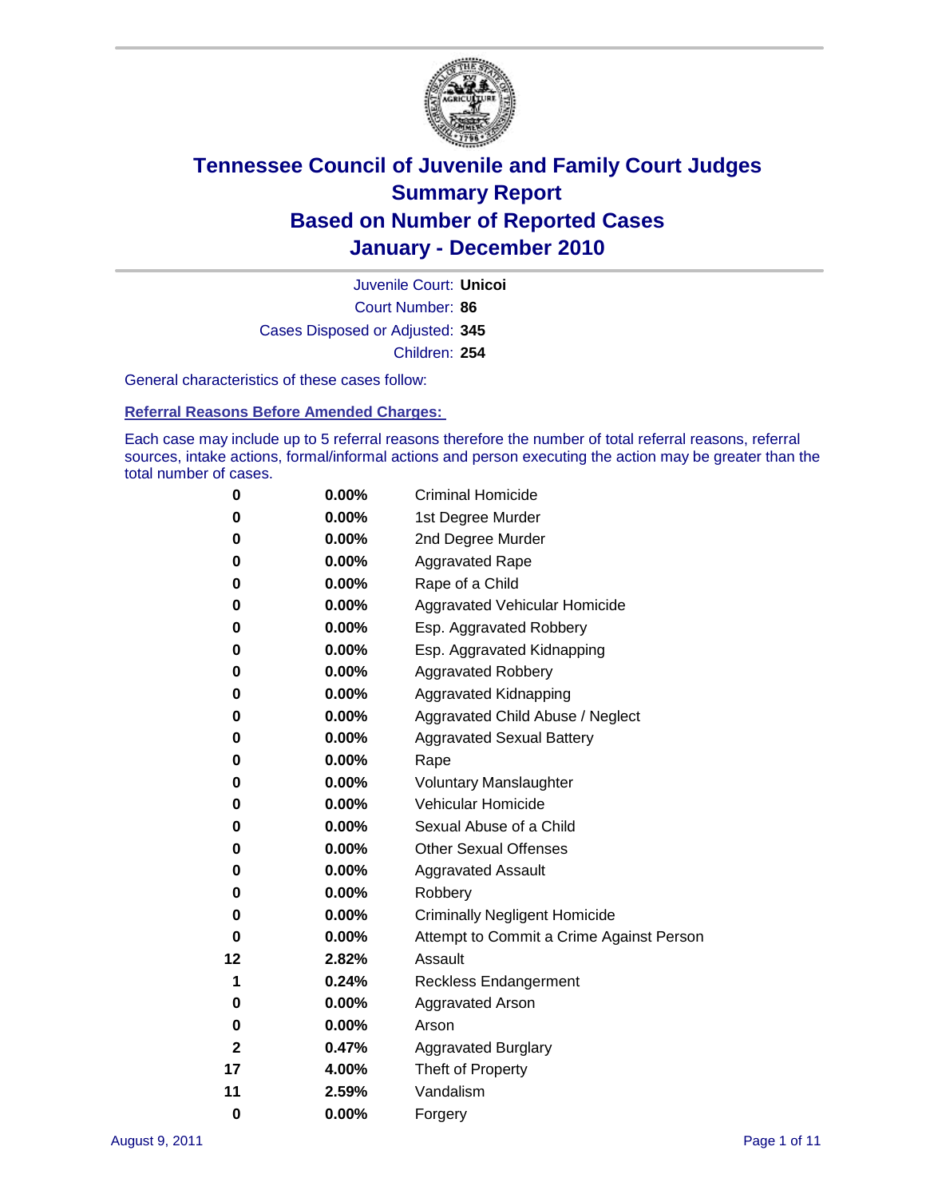# Tennessee Council of Juvenile and Family Court Judges
## Summary Report
## Based on Number of Reported Cases
## January - December 2010

Juvenile Court: **Unicoi**

Court Number: **86**

Cases Disposed or Adjusted: **345**

Children: **254**

General characteristics of these cases follow:

### Referral Reasons Before Amended Charges:

Each case may include up to 5 referral reasons therefore the number of total referral reasons, referral sources, intake actions, formal/informal actions and person executing the action may be greater than the total number of cases.

| Count | Percent | Referral Reason |
|---|---|---|
| 0 | 0.00% | Criminal Homicide |
| 0 | 0.00% | 1st Degree Murder |
| 0 | 0.00% | 2nd Degree Murder |
| 0 | 0.00% | Aggravated Rape |
| 0 | 0.00% | Rape of a Child |
| 0 | 0.00% | Aggravated Vehicular Homicide |
| 0 | 0.00% | Esp. Aggravated Robbery |
| 0 | 0.00% | Esp. Aggravated Kidnapping |
| 0 | 0.00% | Aggravated Robbery |
| 0 | 0.00% | Aggravated Kidnapping |
| 0 | 0.00% | Aggravated Child Abuse / Neglect |
| 0 | 0.00% | Aggravated Sexual Battery |
| 0 | 0.00% | Rape |
| 0 | 0.00% | Voluntary Manslaughter |
| 0 | 0.00% | Vehicular Homicide |
| 0 | 0.00% | Sexual Abuse of a Child |
| 0 | 0.00% | Other Sexual Offenses |
| 0 | 0.00% | Aggravated Assault |
| 0 | 0.00% | Robbery |
| 0 | 0.00% | Criminally Negligent Homicide |
| 0 | 0.00% | Attempt to Commit a Crime Against Person |
| 12 | 2.82% | Assault |
| 1 | 0.24% | Reckless Endangerment |
| 0 | 0.00% | Aggravated Arson |
| 0 | 0.00% | Arson |
| 2 | 0.47% | Aggravated Burglary |
| 17 | 4.00% | Theft of Property |
| 11 | 2.59% | Vandalism |
| 0 | 0.00% | Forgery |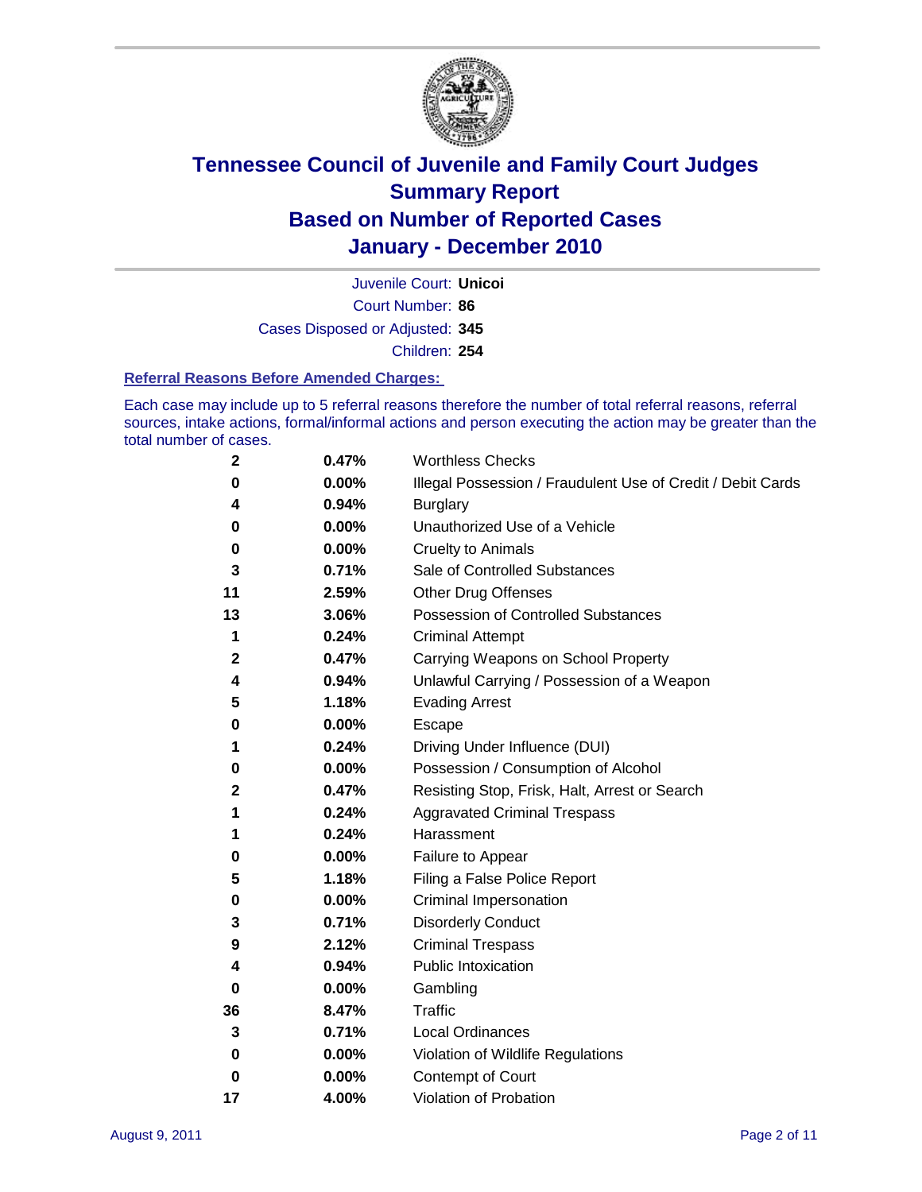# Tennessee Council of Juvenile and Family Court Judges
# Summary Report
# Based on Number of Reported Cases
# January - December 2010

Juvenile Court: **Unicoi**

Court Number: **86**

Cases Disposed or Adjusted: **345**

Children: **254**

### Referral Reasons Before Amended Charges:

Each case may include up to 5 referral reasons therefore the number of total referral reasons, referral sources, intake actions, formal/informal actions and person executing the action may be greater than the total number of cases.

| Count | Percent | Referral Reason |
|---|---|---|
| **2** | **0.47%** | Worthless Checks |
| **0** | **0.00%** | Illegal Possession / Fraudulent Use of Credit / Debit Cards |
| **4** | **0.94%** | Burglary |
| **0** | **0.00%** | Unauthorized Use of a Vehicle |
| **0** | **0.00%** | Cruelty to Animals |
| **3** | **0.71%** | Sale of Controlled Substances |
| **11** | **2.59%** | Other Drug Offenses |
| **13** | **3.06%** | Possession of Controlled Substances |
| **1** | **0.24%** | Criminal Attempt |
| **2** | **0.47%** | Carrying Weapons on School Property |
| **4** | **0.94%** | Unlawful Carrying / Possession of a Weapon |
| **5** | **1.18%** | Evading Arrest |
| **0** | **0.00%** | Escape |
| **1** | **0.24%** | Driving Under Influence (DUI) |
| **0** | **0.00%** | Possession / Consumption of Alcohol |
| **2** | **0.47%** | Resisting Stop, Frisk, Halt, Arrest or Search |
| **1** | **0.24%** | Aggravated Criminal Trespass |
| **1** | **0.24%** | Harassment |
| **0** | **0.00%** | Failure to Appear |
| **5** | **1.18%** | Filing a False Police Report |
| **0** | **0.00%** | Criminal Impersonation |
| **3** | **0.71%** | Disorderly Conduct |
| **9** | **2.12%** | Criminal Trespass |
| **4** | **0.94%** | Public Intoxication |
| **0** | **0.00%** | Gambling |
| **36** | **8.47%** | Traffic |
| **3** | **0.71%** | Local Ordinances |
| **0** | **0.00%** | Violation of Wildlife Regulations |
| **0** | **0.00%** | Contempt of Court |
| **17** | **4.00%** | Violation of Probation |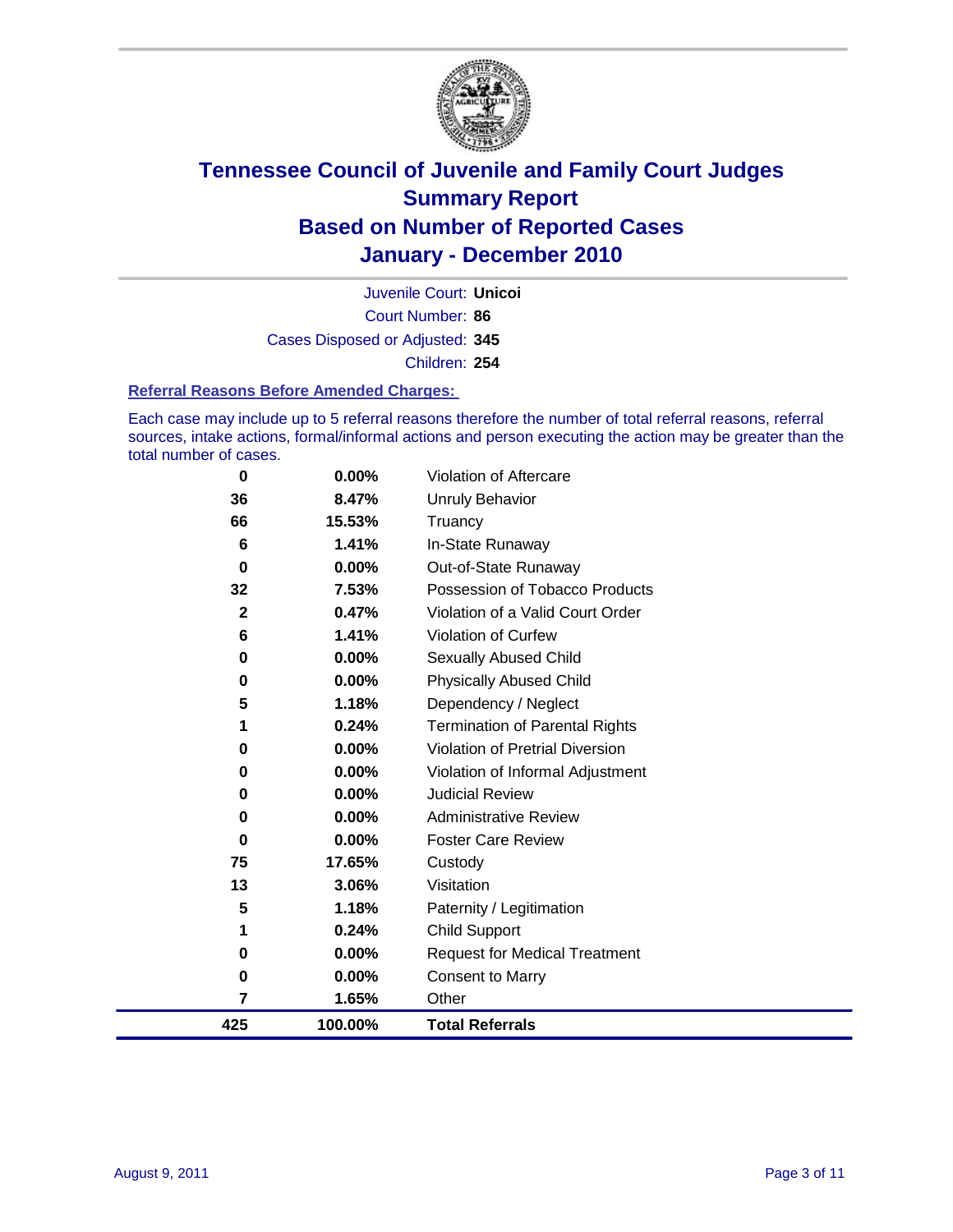# Tennessee Council of Juvenile and Family Court Judges
# Summary Report
# Based on Number of Reported Cases
# January - December 2010

Juvenile Court: **Unicoi**

Court Number: **86**

Cases Disposed or Adjusted: **345**

Children: **254**

### Referral Reasons Before Amended Charges:

Each case may include up to 5 referral reasons therefore the number of total referral reasons, referral sources, intake actions, formal/informal actions and person executing the action may be greater than the total number of cases.

| Count | Percent | Referral Reason |
|---|---|---|
| 0 | 0.00% | Violation of Aftercare |
| 36 | 8.47% | Unruly Behavior |
| 66 | 15.53% | Truancy |
| 6 | 1.41% | In-State Runaway |
| 0 | 0.00% | Out-of-State Runaway |
| 32 | 7.53% | Possession of Tobacco Products |
| 2 | 0.47% | Violation of a Valid Court Order |
| 6 | 1.41% | Violation of Curfew |
| 0 | 0.00% | Sexually Abused Child |
| 0 | 0.00% | Physically Abused Child |
| 5 | 1.18% | Dependency / Neglect |
| 1 | 0.24% | Termination of Parental Rights |
| 0 | 0.00% | Violation of Pretrial Diversion |
| 0 | 0.00% | Violation of Informal Adjustment |
| 0 | 0.00% | Judicial Review |
| 0 | 0.00% | Administrative Review |
| 0 | 0.00% | Foster Care Review |
| 75 | 17.65% | Custody |
| 13 | 3.06% | Visitation |
| 5 | 1.18% | Paternity / Legitimation |
| 1 | 0.24% | Child Support |
| 0 | 0.00% | Request for Medical Treatment |
| 0 | 0.00% | Consent to Marry |
| 7 | 1.65% | Other |
| **425** | **100.00%** | **Total Referrals** |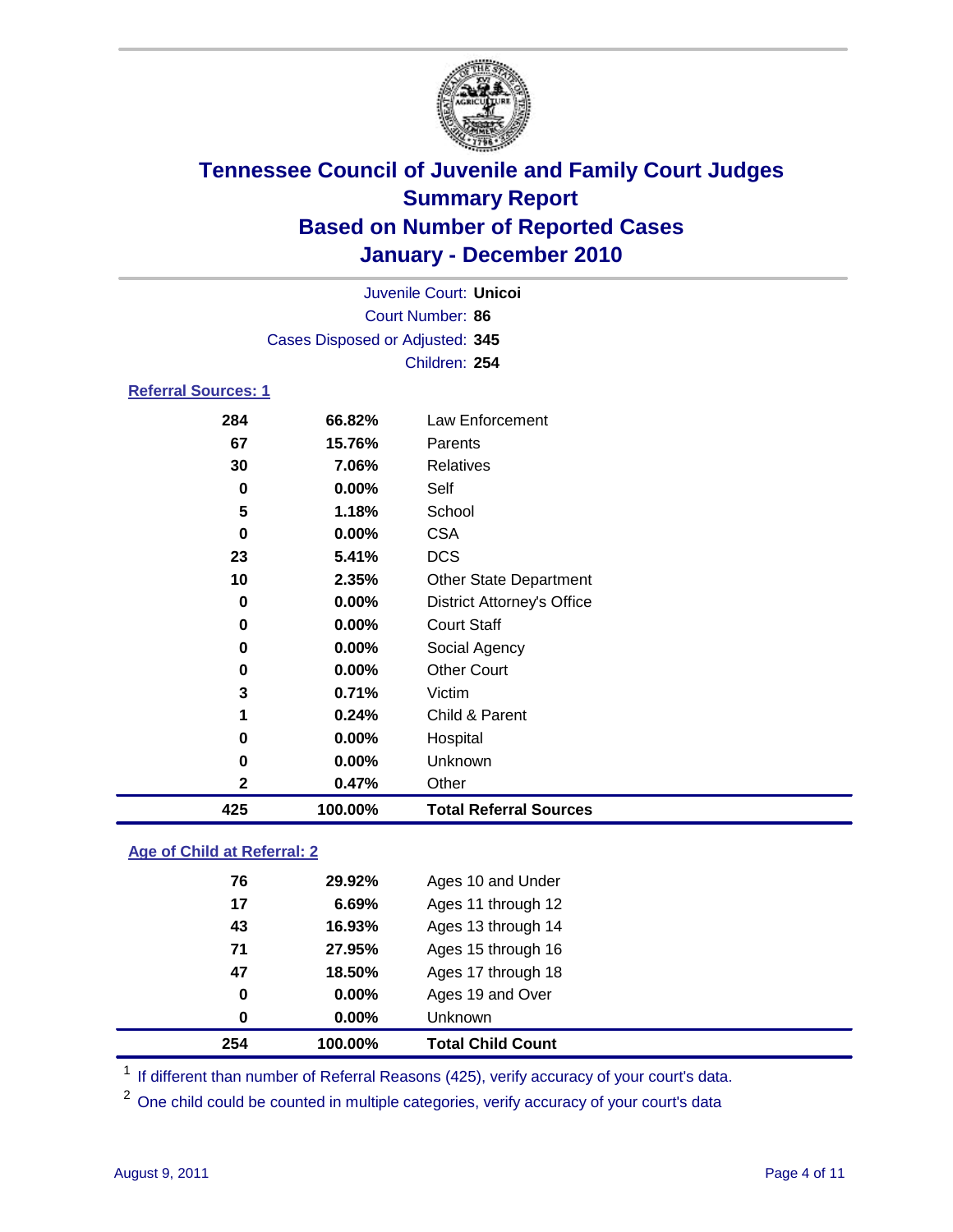# Tennessee Council of Juvenile and Family Court Judges
## Summary Report
## Based on Number of Reported Cases
## January - December 2010

Juvenile Court: **Unicoi**
Court Number: **86**
Cases Disposed or Adjusted: **345**
Children: **254**

### Referral Sources: 1

| | | |
|---|---|---|
| 284 | 66.82% | Law Enforcement |
| 67 | 15.76% | Parents |
| 30 | 7.06% | Relatives |
| 0 | 0.00% | Self |
| 5 | 1.18% | School |
| 0 | 0.00% | CSA |
| 23 | 5.41% | DCS |
| 10 | 2.35% | Other State Department |
| 0 | 0.00% | District Attorney's Office |
| 0 | 0.00% | Court Staff |
| 0 | 0.00% | Social Agency |
| 0 | 0.00% | Other Court |
| 3 | 0.71% | Victim |
| 1 | 0.24% | Child & Parent |
| 0 | 0.00% | Hospital |
| 0 | 0.00% | Unknown |
| 2 | 0.47% | Other |
| **425** | **100.00%** | **Total Referral Sources** |

### Age of Child at Referral: 2

| | | |
|---|---|---|
| 76 | 29.92% | Ages 10 and Under |
| 17 | 6.69% | Ages 11 through 12 |
| 43 | 16.93% | Ages 13 through 14 |
| 71 | 27.95% | Ages 15 through 16 |
| 47 | 18.50% | Ages 17 through 18 |
| 0 | 0.00% | Ages 19 and Over |
| 0 | 0.00% | Unknown |
| **254** | **100.00%** | **Total Child Count** |

[1] If different than number of Referral Reasons (425), verify accuracy of your court's data.

[2] One child could be counted in multiple categories, verify accuracy of your court's data

August 9, 2011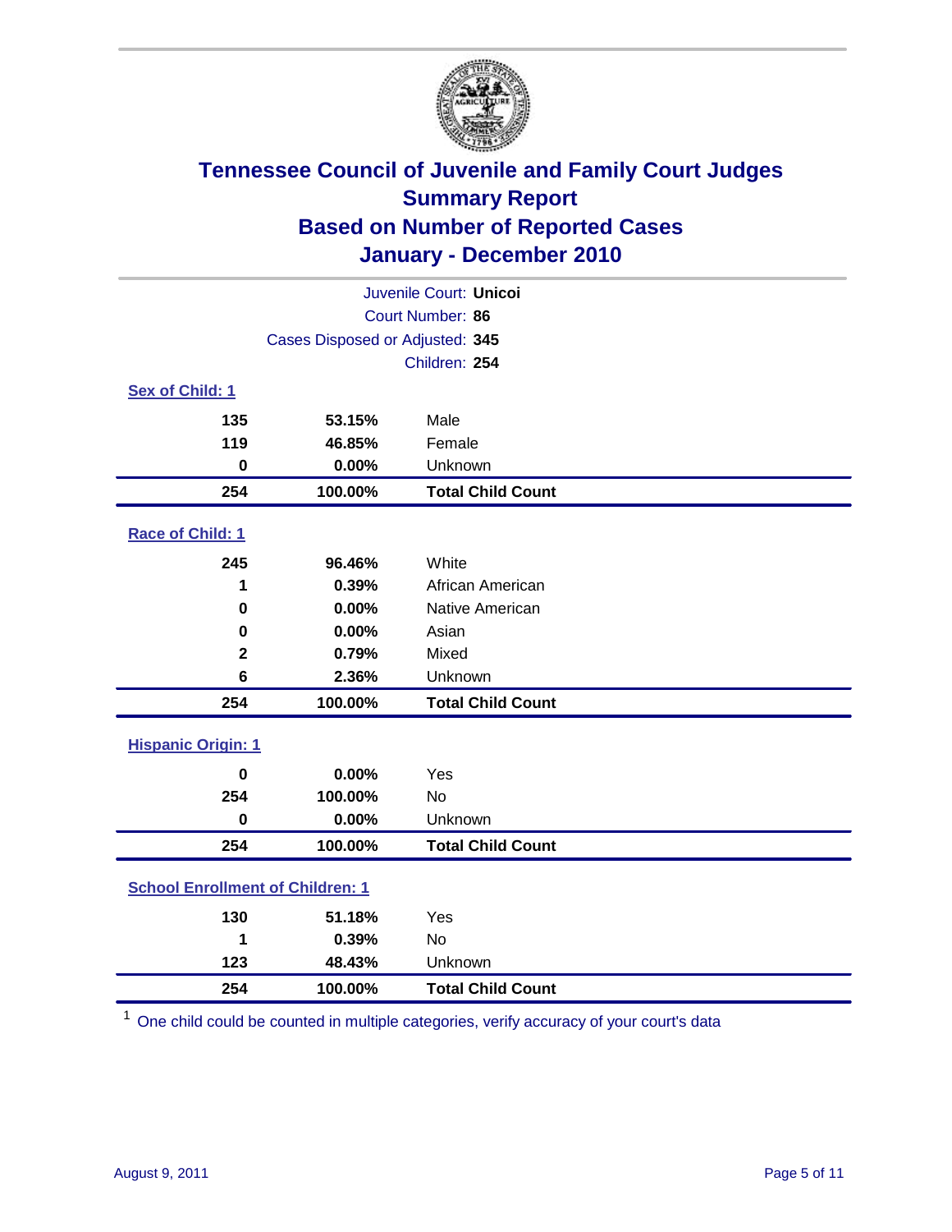# Tennessee Council of Juvenile and Family Court Judges
## Summary Report
## Based on Number of Reported Cases
## January - December 2010

Juvenile Court: **Unicoi**
Court Number: **86**
Cases Disposed or Adjusted: **345**
Children: **254**

### Sex of Child: 1

| | | |
|---|---|---|
| 135 | 53.15% | Male |
| 119 | 46.85% | Female |
| 0 | 0.00% | Unknown |
| **254** | **100.00%** | **Total Child Count** |

### Race of Child: 1

| | | |
|---|---|---|
| 245 | 96.46% | White |
| 1 | 0.39% | African American |
| 0 | 0.00% | Native American |
| 0 | 0.00% | Asian |
| 2 | 0.79% | Mixed |
| 6 | 2.36% | Unknown |
| **254** | **100.00%** | **Total Child Count** |

### Hispanic Origin: 1

| | | |
|---|---|---|
| 0 | 0.00% | Yes |
| 254 | 100.00% | No |
| 0 | 0.00% | Unknown |
| **254** | **100.00%** | **Total Child Count** |

### School Enrollment of Children: 1

| | | |
|---|---|---|
| 130 | 51.18% | Yes |
| 1 | 0.39% | No |
| 123 | 48.43% | Unknown |
| **254** | **100.00%** | **Total Child Count** |

[1] One child could be counted in multiple categories, verify accuracy of your court's data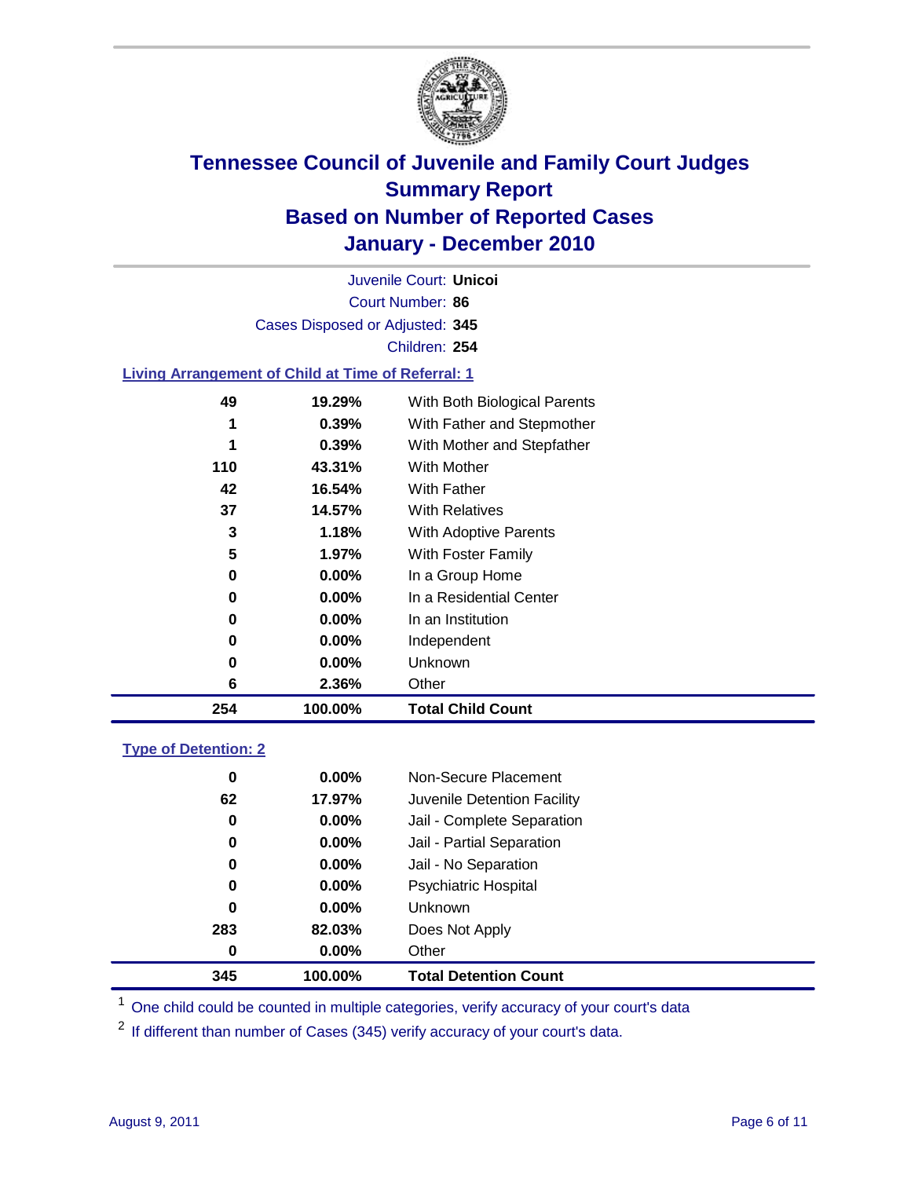# Tennessee Council of Juvenile and Family Court Judges
## Summary Report
## Based on Number of Reported Cases
## January - December 2010

Juvenile Court: **Unicoi**

Court Number: **86**

Cases Disposed or Adjusted: **345**

Children: **254**

### Living Arrangement of Child at Time of Referral: 1

| Count | Percent | Category |
|---|---|---|
| 49 | 19.29% | With Both Biological Parents |
| 1 | 0.39% | With Father and Stepmother |
| 1 | 0.39% | With Mother and Stepfather |
| 110 | 43.31% | With Mother |
| 42 | 16.54% | With Father |
| 37 | 14.57% | With Relatives |
| 3 | 1.18% | With Adoptive Parents |
| 5 | 1.97% | With Foster Family |
| 0 | 0.00% | In a Group Home |
| 0 | 0.00% | In a Residential Center |
| 0 | 0.00% | In an Institution |
| 0 | 0.00% | Independent |
| 0 | 0.00% | Unknown |
| 6 | 2.36% | Other |
| **254** | **100.00%** | **Total Child Count** |

### Type of Detention: 2

| Count | Percent | Category |
|---|---|---|
| 0 | 0.00% | Non-Secure Placement |
| 62 | 17.97% | Juvenile Detention Facility |
| 0 | 0.00% | Jail - Complete Separation |
| 0 | 0.00% | Jail - Partial Separation |
| 0 | 0.00% | Jail - No Separation |
| 0 | 0.00% | Psychiatric Hospital |
| 0 | 0.00% | Unknown |
| 283 | 82.03% | Does Not Apply |
| 0 | 0.00% | Other |
| **345** | **100.00%** | **Total Detention Count** |

[1] One child could be counted in multiple categories, verify accuracy of your court's data

[2] If different than number of Cases (345) verify accuracy of your court's data.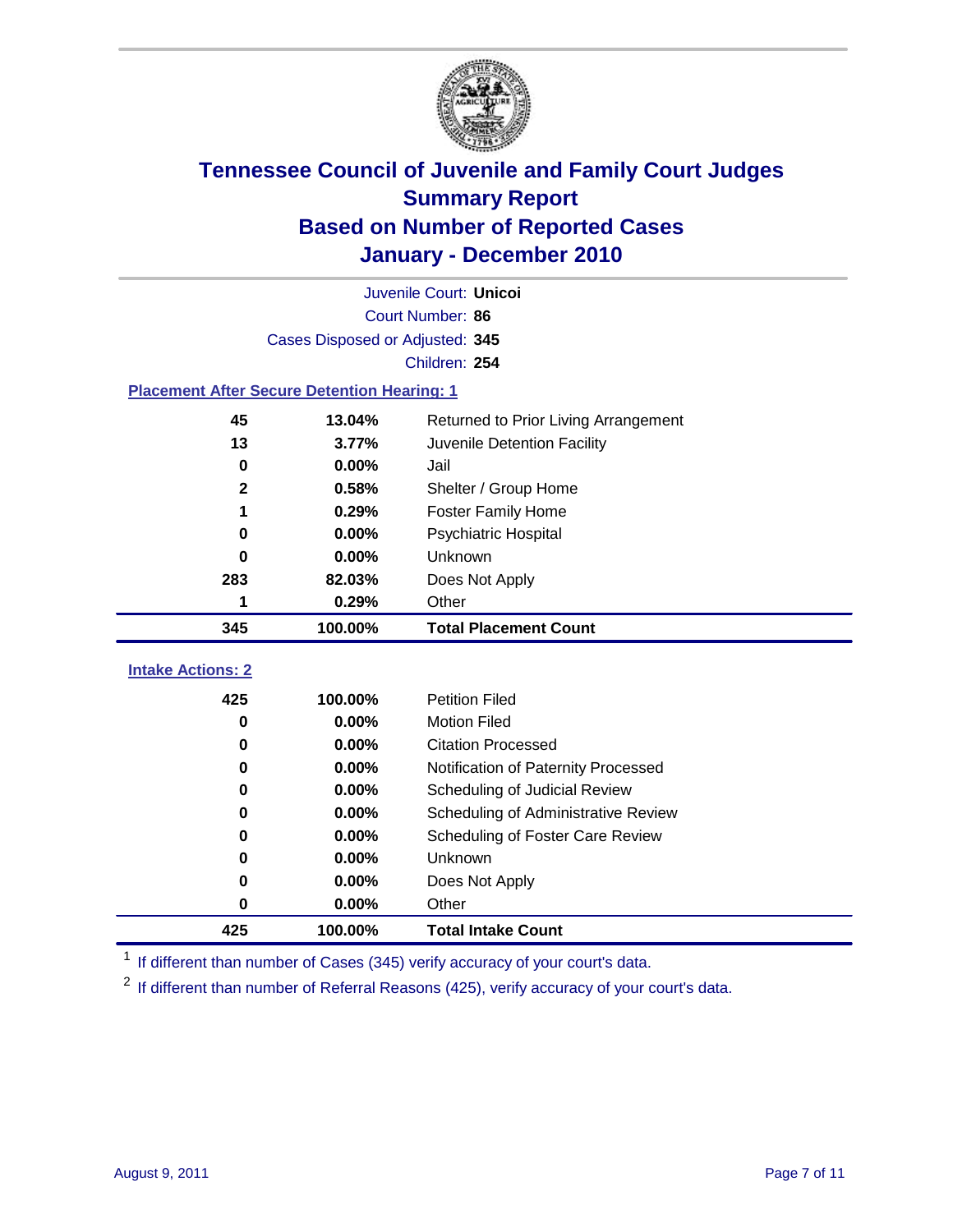# Tennessee Council of Juvenile and Family Court Judges
## Summary Report
## Based on Number of Reported Cases
## January - December 2010

Juvenile Court: **Unicoi**
Court Number: **86**
Cases Disposed or Adjusted: **345**
Children: **254**

### Placement After Secure Detention Hearing: 1

| | | |
|---|---|---|
| 45 | 13.04% | Returned to Prior Living Arrangement |
| 13 | 3.77% | Juvenile Detention Facility |
| 0 | 0.00% | Jail |
| 2 | 0.58% | Shelter / Group Home |
| 1 | 0.29% | Foster Family Home |
| 0 | 0.00% | Psychiatric Hospital |
| 0 | 0.00% | Unknown |
| 283 | 82.03% | Does Not Apply |
| 1 | 0.29% | Other |
| **345** | **100.00%** | **Total Placement Count** |

### Intake Actions: 2

| | | |
|---|---|---|
| 425 | 100.00% | Petition Filed |
| 0 | 0.00% | Motion Filed |
| 0 | 0.00% | Citation Processed |
| 0 | 0.00% | Notification of Paternity Processed |
| 0 | 0.00% | Scheduling of Judicial Review |
| 0 | 0.00% | Scheduling of Administrative Review |
| 0 | 0.00% | Scheduling of Foster Care Review |
| 0 | 0.00% | Unknown |
| 0 | 0.00% | Does Not Apply |
| 0 | 0.00% | Other |
| **425** | **100.00%** | **Total Intake Count** |

[1] If different than number of Cases (345) verify accuracy of your court's data.

[2] If different than number of Referral Reasons (425), verify accuracy of your court's data.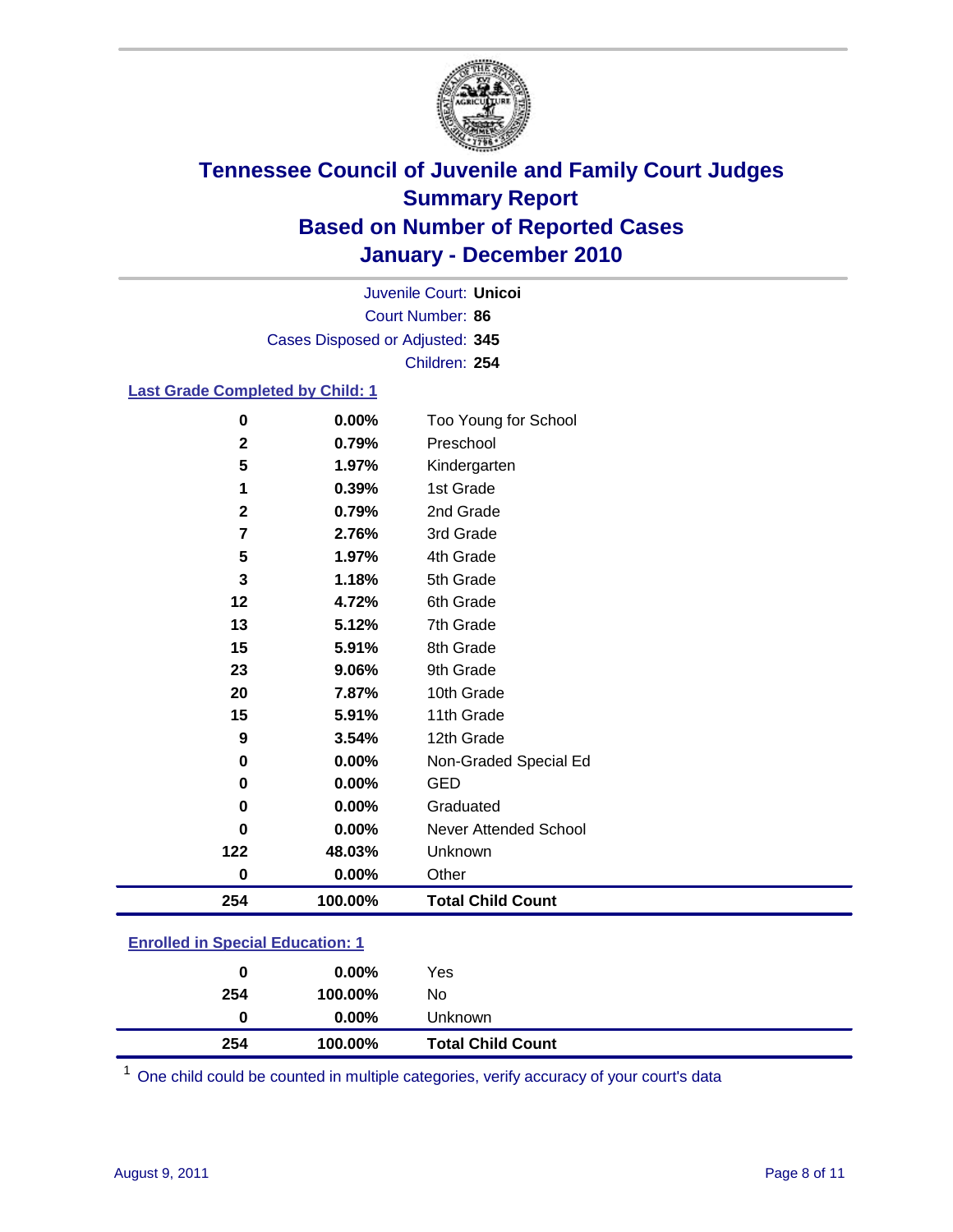# Tennessee Council of Juvenile and Family Court Judges
# Summary Report
# Based on Number of Reported Cases
# January - December 2010

Juvenile Court: **Unicoi**

Court Number: **86**

Cases Disposed or Adjusted: **345**

Children: **254**

## Last Grade Completed by Child: 1

| Count | Percent | Category |
|---|---|---|
| 0 | 0.00% | Too Young for School |
| 2 | 0.79% | Preschool |
| 5 | 1.97% | Kindergarten |
| 1 | 0.39% | 1st Grade |
| 2 | 0.79% | 2nd Grade |
| 7 | 2.76% | 3rd Grade |
| 5 | 1.97% | 4th Grade |
| 3 | 1.18% | 5th Grade |
| 12 | 4.72% | 6th Grade |
| 13 | 5.12% | 7th Grade |
| 15 | 5.91% | 8th Grade |
| 23 | 9.06% | 9th Grade |
| 20 | 7.87% | 10th Grade |
| 15 | 5.91% | 11th Grade |
| 9 | 3.54% | 12th Grade |
| 0 | 0.00% | Non-Graded Special Ed |
| 0 | 0.00% | GED |
| 0 | 0.00% | Graduated |
| 0 | 0.00% | Never Attended School |
| 122 | 48.03% | Unknown |
| 0 | 0.00% | Other |
| **254** | **100.00%** | **Total Child Count** |

## Enrolled in Special Education: 1

| Count | Percent | Category |
|---|---|---|
| 0 | 0.00% | Yes |
| 254 | 100.00% | No |
| 0 | 0.00% | Unknown |
| **254** | **100.00%** | **Total Child Count** |

[1] One child could be counted in multiple categories, verify accuracy of your court's data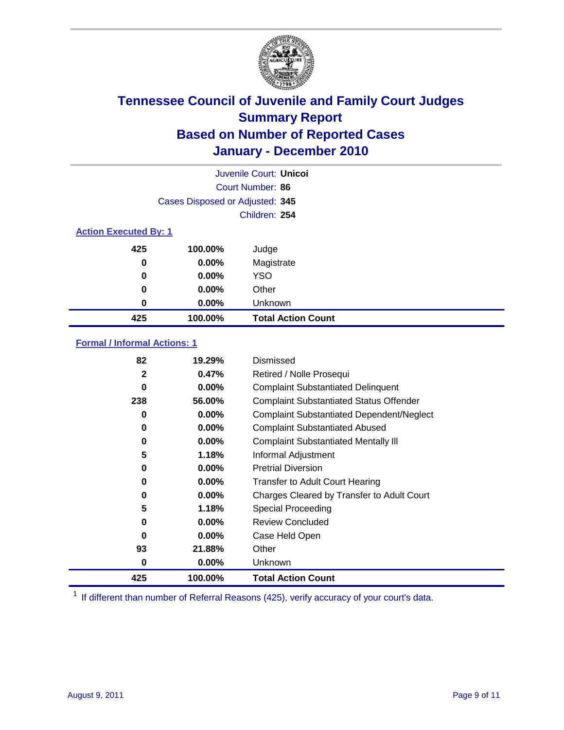# Tennessee Council of Juvenile and Family Court Judges
## Summary Report
## Based on Number of Reported Cases
## January - December 2010

Juvenile Court: **Unicoi**
Court Number: **86**
Cases Disposed or Adjusted: **345**
Children: **254**

### Action Executed By: 1

| | | |
|---|---|---|
| 425 | 100.00% | Judge |
| 0 | 0.00% | Magistrate |
| 0 | 0.00% | YSO |
| 0 | 0.00% | Other |
| 0 | 0.00% | Unknown |
| **425** | **100.00%** | **Total Action Count** |

### Formal / Informal Actions: 1

| | | |
|---|---|---|
| 82 | 19.29% | Dismissed |
| 2 | 0.47% | Retired / Nolle Prosequi |
| 0 | 0.00% | Complaint Substantiated Delinquent |
| 238 | 56.00% | Complaint Substantiated Status Offender |
| 0 | 0.00% | Complaint Substantiated Dependent/Neglect |
| 0 | 0.00% | Complaint Substantiated Abused |
| 0 | 0.00% | Complaint Substantiated Mentally Ill |
| 5 | 1.18% | Informal Adjustment |
| 0 | 0.00% | Pretrial Diversion |
| 0 | 0.00% | Transfer to Adult Court Hearing |
| 0 | 0.00% | Charges Cleared by Transfer to Adult Court |
| 5 | 1.18% | Special Proceeding |
| 0 | 0.00% | Review Concluded |
| 0 | 0.00% | Case Held Open |
| 93 | 21.88% | Other |
| 0 | 0.00% | Unknown |
| **425** | **100.00%** | **Total Action Count** |

[1] If different than number of Referral Reasons (425), verify accuracy of your court's data.

August 9, 2011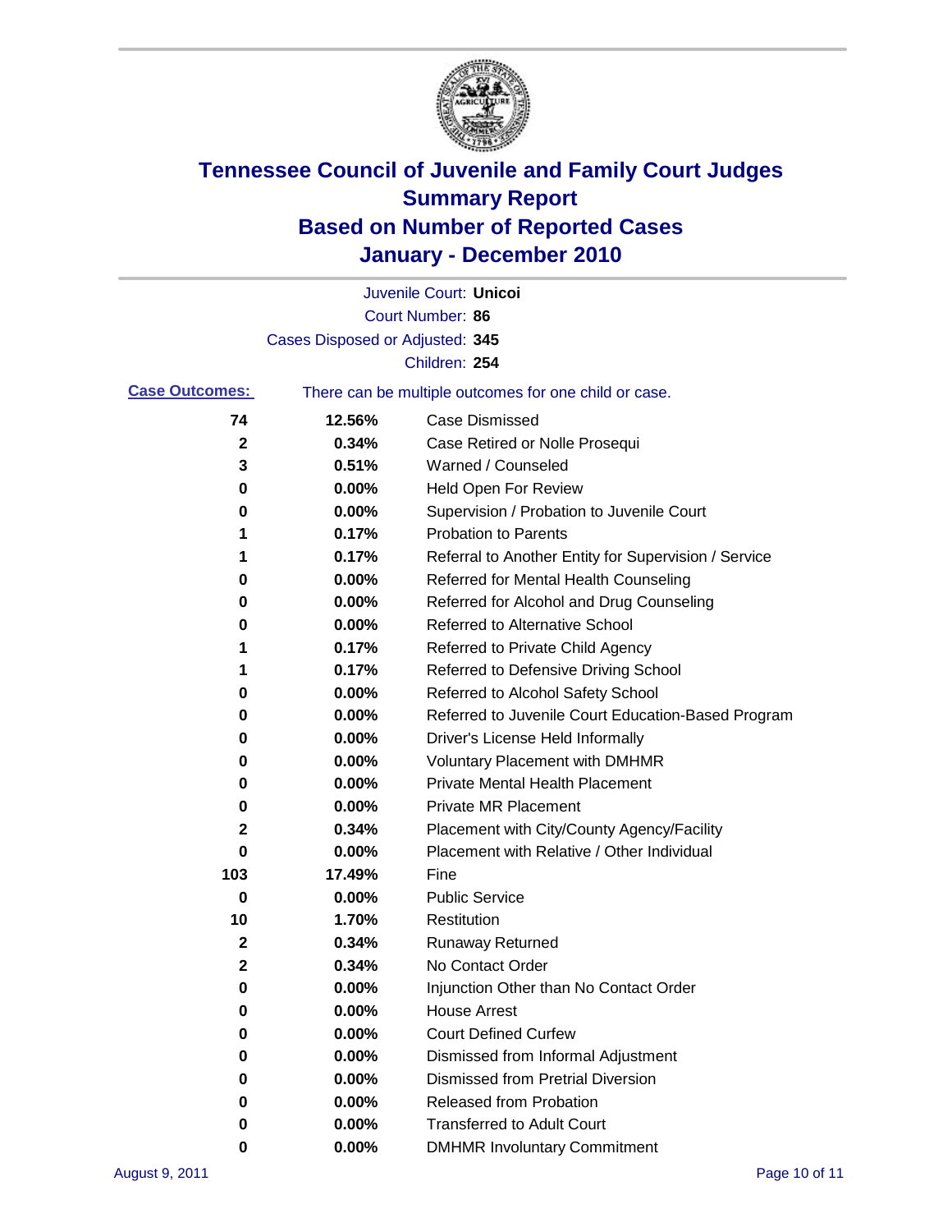# Tennessee Council of Juvenile and Family Court Judges
## Summary Report
## Based on Number of Reported Cases
## January - December 2010

Juvenile Court: **Unicoi**
Court Number: **86**
Cases Disposed or Adjusted: **345**
Children: **254**

**Case Outcomes:** There can be multiple outcomes for one child or case.

| Count | Percent | Outcome |
|---|---|---|
| 74 | 12.56% | Case Dismissed |
| 2 | 0.34% | Case Retired or Nolle Prosequi |
| 3 | 0.51% | Warned / Counseled |
| 0 | 0.00% | Held Open For Review |
| 0 | 0.00% | Supervision / Probation to Juvenile Court |
| 1 | 0.17% | Probation to Parents |
| 1 | 0.17% | Referral to Another Entity for Supervision / Service |
| 0 | 0.00% | Referred for Mental Health Counseling |
| 0 | 0.00% | Referred for Alcohol and Drug Counseling |
| 0 | 0.00% | Referred to Alternative School |
| 1 | 0.17% | Referred to Private Child Agency |
| 1 | 0.17% | Referred to Defensive Driving School |
| 0 | 0.00% | Referred to Alcohol Safety School |
| 0 | 0.00% | Referred to Juvenile Court Education-Based Program |
| 0 | 0.00% | Driver's License Held Informally |
| 0 | 0.00% | Voluntary Placement with DMHMR |
| 0 | 0.00% | Private Mental Health Placement |
| 0 | 0.00% | Private MR Placement |
| 2 | 0.34% | Placement with City/County Agency/Facility |
| 0 | 0.00% | Placement with Relative / Other Individual |
| 103 | 17.49% | Fine |
| 0 | 0.00% | Public Service |
| 10 | 1.70% | Restitution |
| 2 | 0.34% | Runaway Returned |
| 2 | 0.34% | No Contact Order |
| 0 | 0.00% | Injunction Other than No Contact Order |
| 0 | 0.00% | House Arrest |
| 0 | 0.00% | Court Defined Curfew |
| 0 | 0.00% | Dismissed from Informal Adjustment |
| 0 | 0.00% | Dismissed from Pretrial Diversion |
| 0 | 0.00% | Released from Probation |
| 0 | 0.00% | Transferred to Adult Court |
| 0 | 0.00% | DMHMR Involuntary Commitment |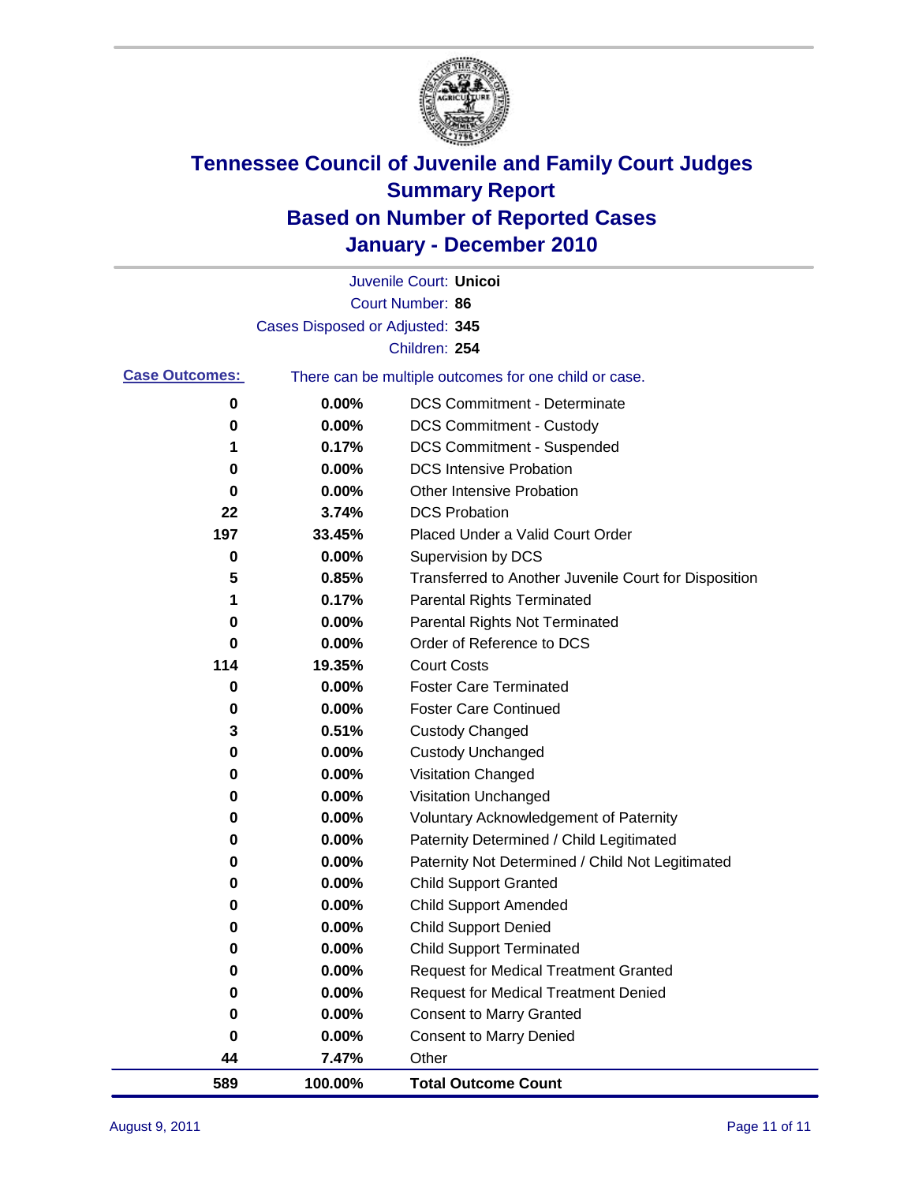# Tennessee Council of Juvenile and Family Court Judges
# Summary Report
# Based on Number of Reported Cases
# January - December 2010

Juvenile Court: **Unicoi**

Court Number: **86**

Cases Disposed or Adjusted: **345**

Children: **254**

**Case Outcomes:** There can be multiple outcomes for one child or case.

| | | |
|---|---|---|
| 0 | 0.00% | DCS Commitment - Determinate |
| 0 | 0.00% | DCS Commitment - Custody |
| 1 | 0.17% | DCS Commitment - Suspended |
| 0 | 0.00% | DCS Intensive Probation |
| 0 | 0.00% | Other Intensive Probation |
| 22 | 3.74% | DCS Probation |
| 197 | 33.45% | Placed Under a Valid Court Order |
| 0 | 0.00% | Supervision by DCS |
| 5 | 0.85% | Transferred to Another Juvenile Court for Disposition |
| 1 | 0.17% | Parental Rights Terminated |
| 0 | 0.00% | Parental Rights Not Terminated |
| 0 | 0.00% | Order of Reference to DCS |
| 114 | 19.35% | Court Costs |
| 0 | 0.00% | Foster Care Terminated |
| 0 | 0.00% | Foster Care Continued |
| 3 | 0.51% | Custody Changed |
| 0 | 0.00% | Custody Unchanged |
| 0 | 0.00% | Visitation Changed |
| 0 | 0.00% | Visitation Unchanged |
| 0 | 0.00% | Voluntary Acknowledgement of Paternity |
| 0 | 0.00% | Paternity Determined / Child Legitimated |
| 0 | 0.00% | Paternity Not Determined / Child Not Legitimated |
| 0 | 0.00% | Child Support Granted |
| 0 | 0.00% | Child Support Amended |
| 0 | 0.00% | Child Support Denied |
| 0 | 0.00% | Child Support Terminated |
| 0 | 0.00% | Request for Medical Treatment Granted |
| 0 | 0.00% | Request for Medical Treatment Denied |
| 0 | 0.00% | Consent to Marry Granted |
| 0 | 0.00% | Consent to Marry Denied |
| 44 | 7.47% | Other |
| **589** | **100.00%** | **Total Outcome Count** |